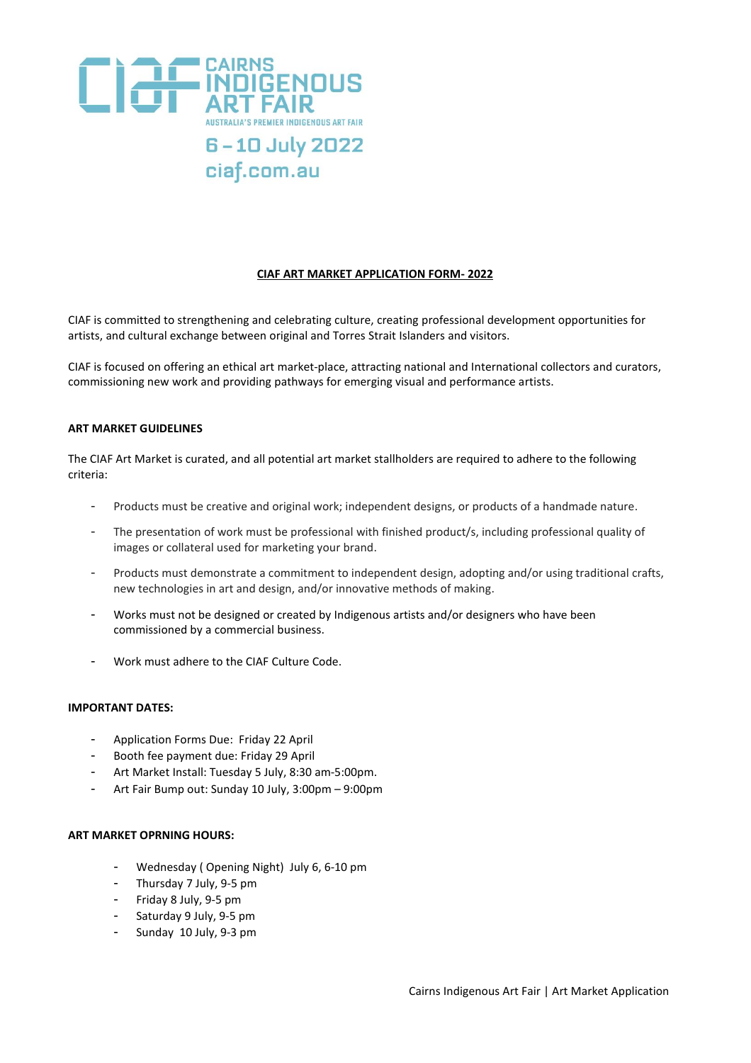CAIRNS INDIGENOUS ART FAIR

AUSTRALIA'S PREMIER INDIGENOUS ART FAIR

6 – 10 July 2022

ciaf.com.au

# CIAF ART MARKET APPLICATION FORM- 2022

CIAF is committed to strengthening and celebrating culture, creating professional development opportunities for artists, and cultural exchange between original and Torres Strait Islanders and visitors.

CIAF is focused on offering an ethical art market-place, attracting national and International collectors and curators, commissioning new work and providing pathways for emerging visual and performance artists.

## ART MARKET GUIDELINES

The CIAF Art Market is curated, and all potential art market stallholders are required to adhere to the following criteria:

- Products must be creative and original work; independent designs, or products of a handmade nature.
- The presentation of work must be professional with finished product/s, including professional quality of images or collateral used for marketing your brand.
- Products must demonstrate a commitment to independent design, adopting and/or using traditional crafts, new technologies in art and design, and/or innovative methods of making.
- Works must not be designed or created by Indigenous artists and/or designers who have been commissioned by a commercial business.
- Work must adhere to the CIAF Culture Code.

## IMPORTANT DATES:

- Application Forms Due: Friday 22 April
- Booth fee payment due: Friday 29 April
- Art Market Install: Tuesday 5 July, 8:30 am-5:00pm.
- Art Fair Bump out: Sunday 10 July, 3:00pm – 9:00pm

## ART MARKET OPRNING HOURS:

- Wednesday ( Opening Night) July 6, 6-10 pm
- Thursday 7 July, 9-5 pm
- Friday 8 July, 9-5 pm
- Saturday 9 July, 9-5 pm
- Sunday 10 July, 9-3 pm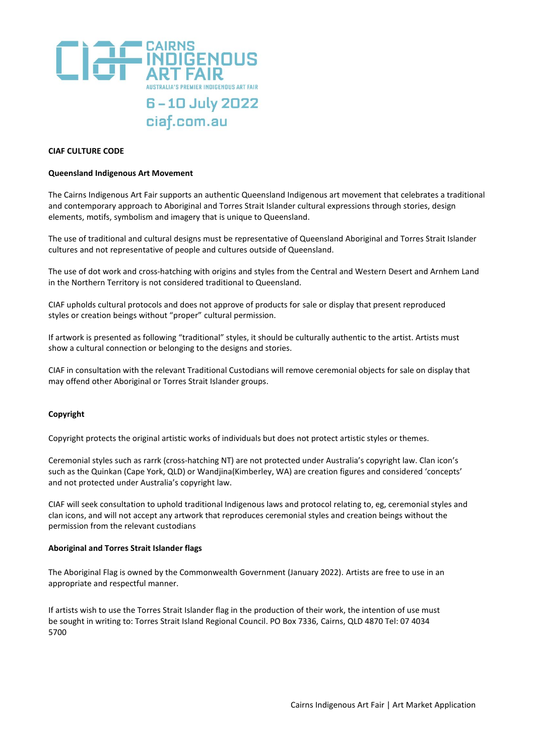CAIRNS INDIGENOUS ART FAIR

AUSTRALIA'S PREMIER INDIGENOUS ART FAIR

6 – 10 July 2022

ciaf.com.au

**CIAF CULTURE CODE**

**Queensland Indigenous Art Movement**

The Cairns Indigenous Art Fair supports an authentic Queensland Indigenous art movement that celebrates a traditional and contemporary approach to Aboriginal and Torres Strait Islander cultural expressions through stories, design elements, motifs, symbolism and imagery that is unique to Queensland.

The use of traditional and cultural designs must be representative of Queensland Aboriginal and Torres Strait Islander cultures and not representative of people and cultures outside of Queensland.

The use of dot work and cross-hatching with origins and styles from the Central and Western Desert and Arnhem Land in the Northern Territory is not considered traditional to Queensland.

CIAF upholds cultural protocols and does not approve of products for sale or display that present reproduced styles or creation beings without "proper" cultural permission.

If artwork is presented as following "traditional" styles, it should be culturally authentic to the artist. Artists must show a cultural connection or belonging to the designs and stories.

CIAF in consultation with the relevant Traditional Custodians will remove ceremonial objects for sale on display that may offend other Aboriginal or Torres Strait Islander groups.

**Copyright**

Copyright protects the original artistic works of individuals but does not protect artistic styles or themes.

Ceremonial styles such as rarrk (cross-hatching NT) are not protected under Australia's copyright law. Clan icon's such as the Quinkan (Cape York, QLD) or Wandjina(Kimberley, WA) are creation figures and considered 'concepts' and not protected under Australia's copyright law.

CIAF will seek consultation to uphold traditional Indigenous laws and protocol relating to, eg, ceremonial styles and clan icons, and will not accept any artwork that reproduces ceremonial styles and creation beings without the permission from the relevant custodians

**Aboriginal and Torres Strait Islander flags**

The Aboriginal Flag is owned by the Commonwealth Government (January 2022). Artists are free to use in an appropriate and respectful manner.

If artists wish to use the Torres Strait Islander flag in the production of their work, the intention of use must be sought in writing to: Torres Strait Island Regional Council. PO Box 7336, Cairns, QLD 4870 Tel: 07 4034 5700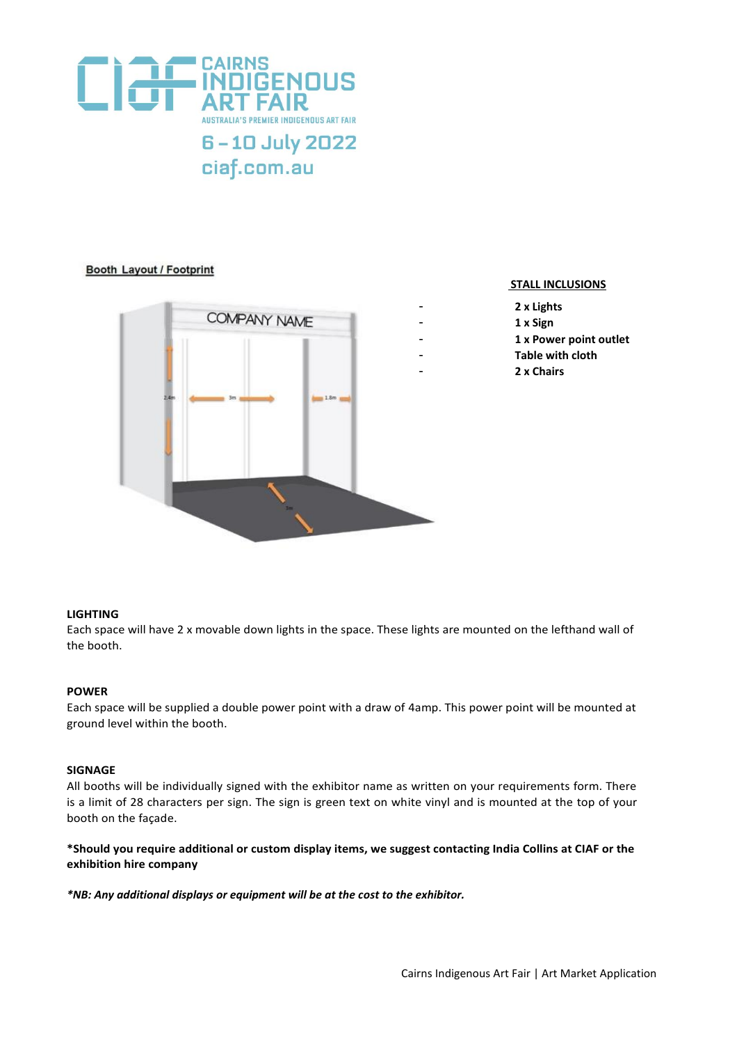CAIRNS INDIGENOUS ART FAIR

AUSTRALIA'S PREMIER INDIGENOUS ART FAIR

6 – 10 July 2022

ciaf.com.au

**Booth Layout / Footprint**

COMPANY NAME

2.4m

3m

1.8m

3m

**STALL INCLUSIONS**

- **2 x Lights**
- **1 x Sign**
- **1 x Power point outlet**
- **Table with cloth**
- **2 x Chairs**

**LIGHTING**

Each space will have 2 x movable down lights in the space. These lights are mounted on the lefthand wall of the booth.

**POWER**

Each space will be supplied a double power point with a draw of 4amp. This power point will be mounted at ground level within the booth.

**SIGNAGE**

All booths will be individually signed with the exhibitor name as written on your requirements form. There is a limit of 28 characters per sign. The sign is green text on white vinyl and is mounted at the top of your booth on the façade.

**\*Should you require additional or custom display items, we suggest contacting India Collins at CIAF or the exhibition hire company**

***\*NB: Any additional displays or equipment will be at the cost to the exhibitor.***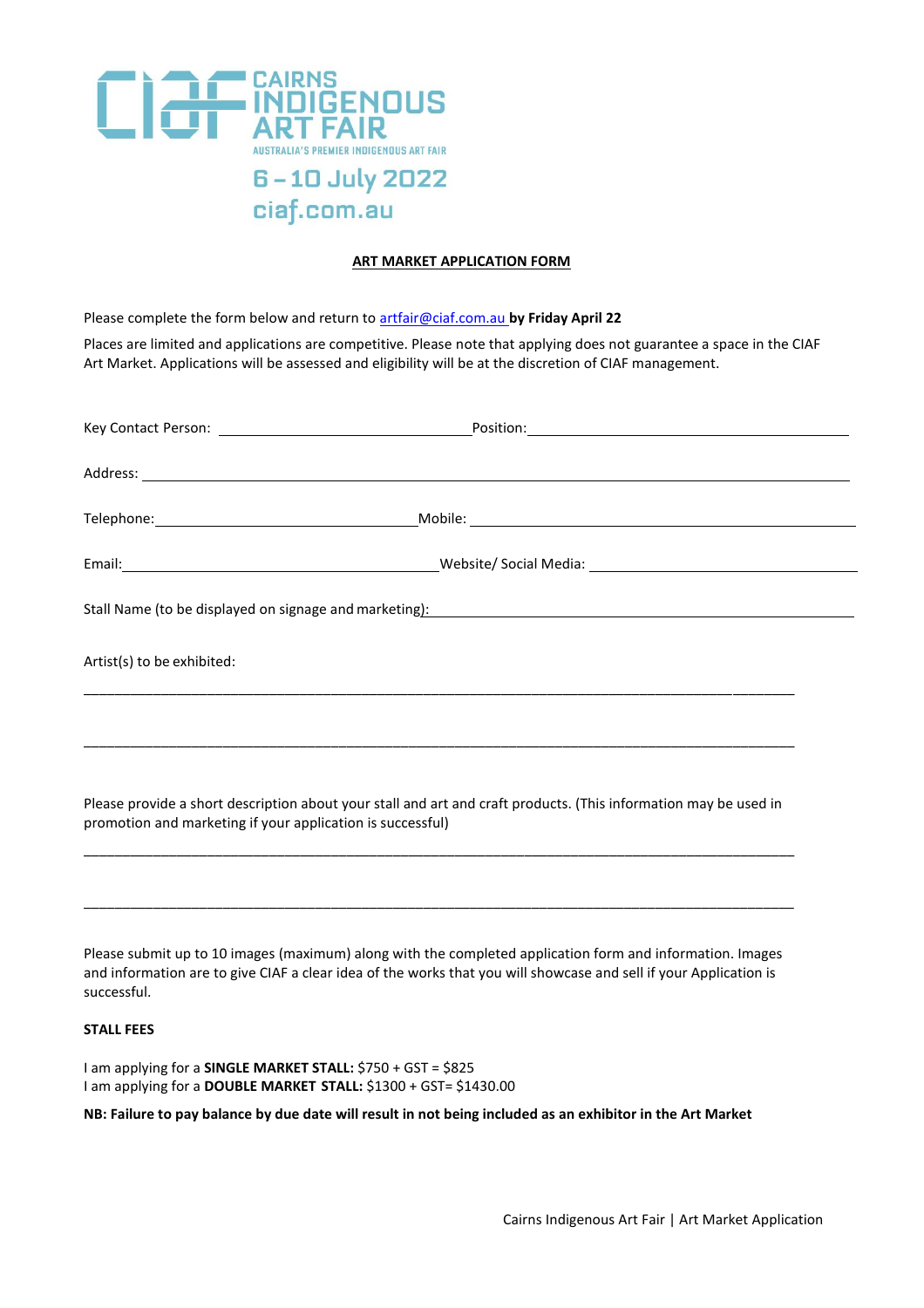CAIRNS INDIGENOUS ART FAIR

AUSTRALIA'S PREMIER INDIGENOUS ART FAIR

6 – 10 July 2022

ciaf.com.au

**ART MARKET APPLICATION FORM**

Please complete the form below and return to artfair@ciaf.com.au **by Friday April 22**

Places are limited and applications are competitive. Please note that applying does not guarantee a space in the CIAF Art Market. Applications will be assessed and eligibility will be at the discretion of CIAF management.

Key Contact Person: ______________________ Position: ______________________

Address: ____________________________________________

Telephone: ______________________ Mobile: ______________________

Email: ______________________ Website/ Social Media: ______________________

Stall Name (to be displayed on signage and marketing): ______________________

Artist(s) to be exhibited:

____________________________________________

____________________________________________

Please provide a short description about your stall and art and craft products. (This information may be used in promotion and marketing if your application is successful)

____________________________________________

____________________________________________

Please submit up to 10 images (maximum) along with the completed application form and information. Images and information are to give CIAF a clear idea of the works that you will showcase and sell if your Application is successful.

**STALL FEES**

I am applying for a **SINGLE MARKET STALL:** $750 + GST = $825
I am applying for a **DOUBLE MARKET STALL:** $1300 + GST= $1430.00

**NB: Failure to pay balance by due date will result in not being included as an exhibitor in the Art Market**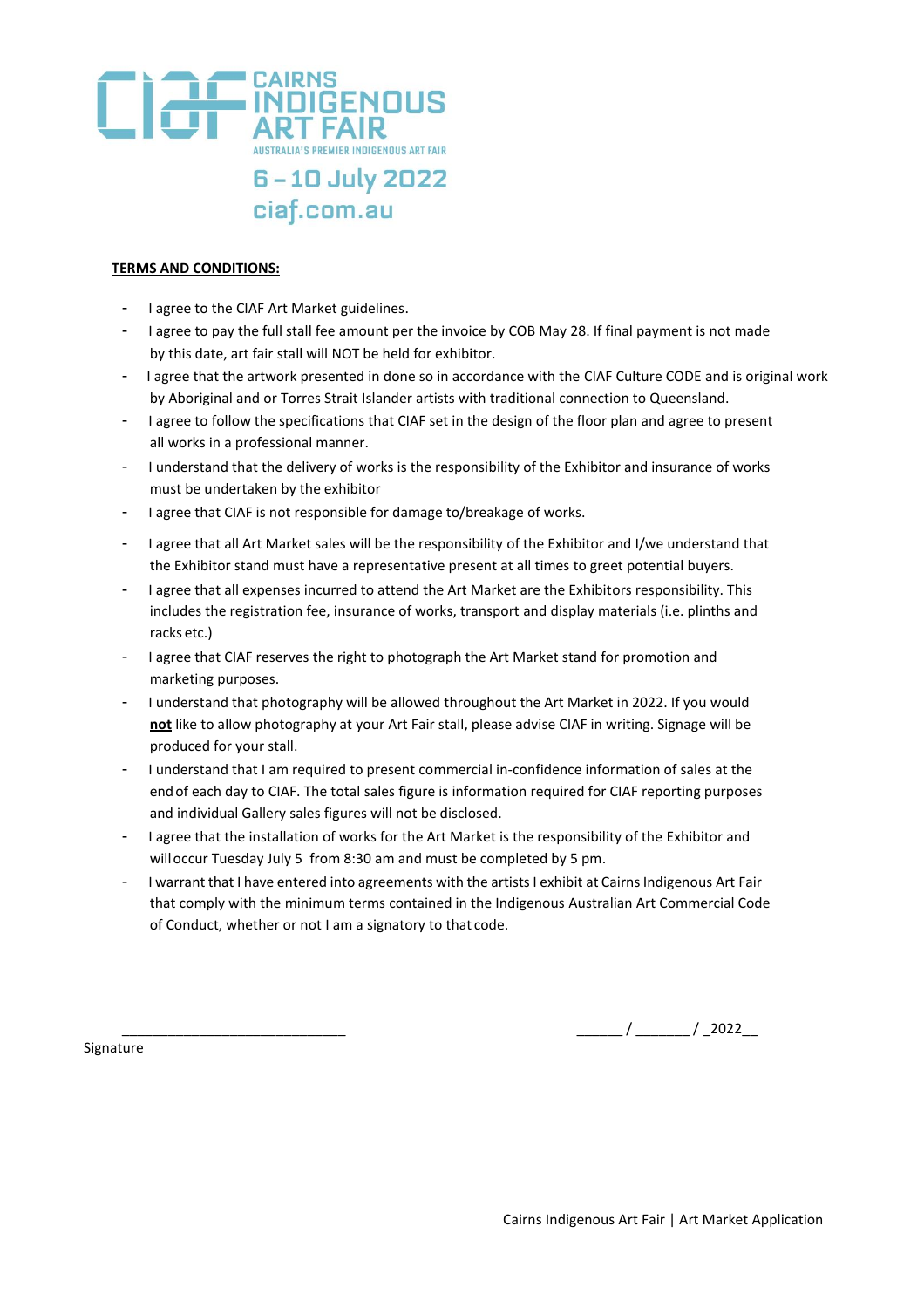CAIRNS INDIGENOUS ART FAIR

AUSTRALIA'S PREMIER INDIGENOUS ART FAIR

6 – 10 July 2022

ciaf.com.au

**TERMS AND CONDITIONS:**

- I agree to the CIAF Art Market guidelines.
- I agree to pay the full stall fee amount per the invoice by COB May 28. If final payment is not made by this date, art fair stall will NOT be held for exhibitor.
- I agree that the artwork presented in done so in accordance with the CIAF Culture CODE and is original work by Aboriginal and or Torres Strait Islander artists with traditional connection to Queensland.
- I agree to follow the specifications that CIAF set in the design of the floor plan and agree to present all works in a professional manner.
- I understand that the delivery of works is the responsibility of the Exhibitor and insurance of works must be undertaken by the exhibitor
- I agree that CIAF is not responsible for damage to/breakage of works.
- I agree that all Art Market sales will be the responsibility of the Exhibitor and I/we understand that the Exhibitor stand must have a representative present at all times to greet potential buyers.
- I agree that all expenses incurred to attend the Art Market are the Exhibitors responsibility. This includes the registration fee, insurance of works, transport and display materials (i.e. plinths and racks etc.)
- I agree that CIAF reserves the right to photograph the Art Market stand for promotion and marketing purposes.
- I understand that photography will be allowed throughout the Art Market in 2022. If you would **not** like to allow photography at your Art Fair stall, please advise CIAF in writing. Signage will be produced for your stall.
- I understand that I am required to present commercial in-confidence information of sales at the end of each day to CIAF. The total sales figure is information required for CIAF reporting purposes and individual Gallery sales figures will not be disclosed.
- I agree that the installation of works for the Art Market is the responsibility of the Exhibitor and will occur Tuesday July 5 from 8:30 am and must be completed by 5 pm.
- I warrant that I have entered into agreements with the artists I exhibit at Cairns Indigenous Art Fair that comply with the minimum terms contained in the Indigenous Australian Art Commercial Code of Conduct, whether or not I am a signatory to that code.

\_\_\_\_\_\_\_\_\_\_\_\_\_\_\_\_\_\_\_\_\_\_\_\_\_\_\_\_\_\_ &nbsp;&nbsp;&nbsp;&nbsp;&nbsp;&nbsp;&nbsp;&nbsp;&nbsp;&nbsp; \_\_\_\_\_\_ / \_\_\_\_\_\_\_ / \_2022\_\_

Signature